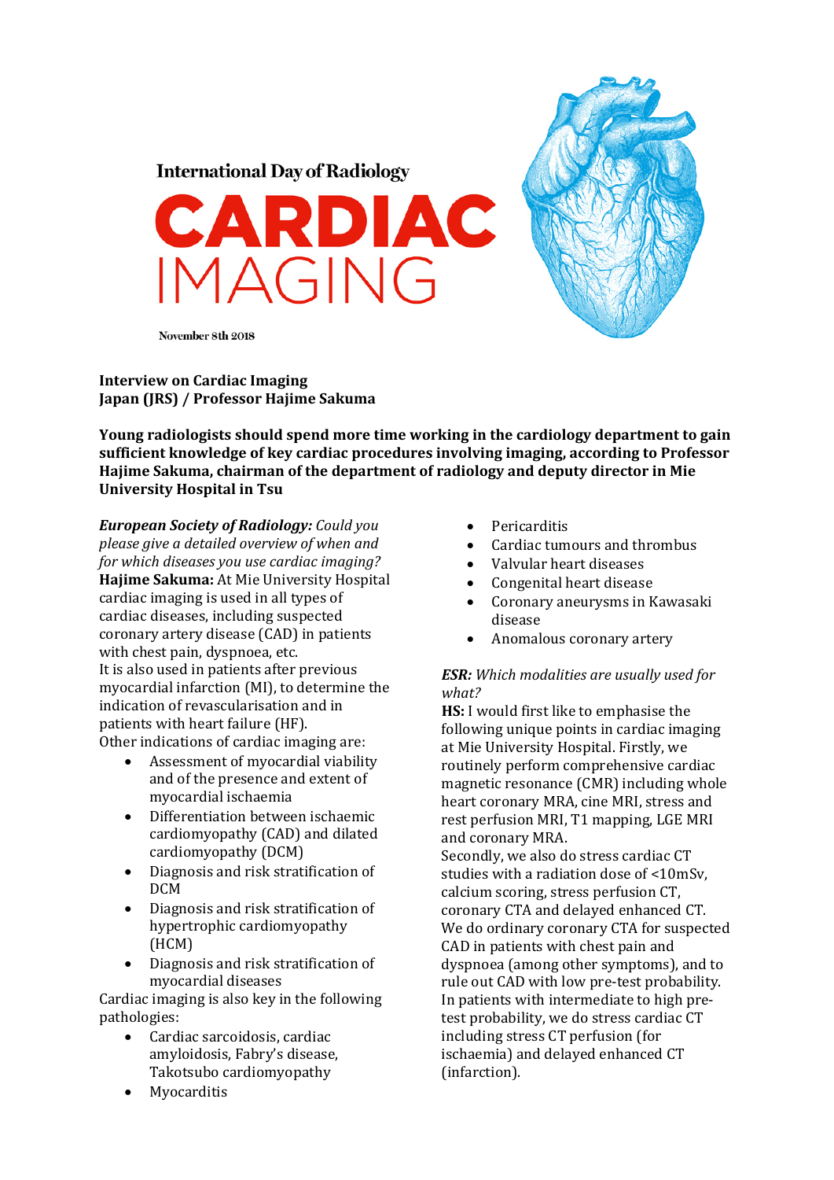International Day of Radiology

# CARDIAC IMAGING

November 8th 2018

**Interview on Cardiac Imaging**
**Japan (JRS) / Professor Hajime Sakuma**

**Young radiologists should spend more time working in the cardiology department to gain sufficient knowledge of key cardiac procedures involving imaging, according to Professor Hajime Sakuma, chairman of the department of radiology and deputy director in Mie University Hospital in Tsu**

***European Society of Radiology:*** *Could you please give a detailed overview of when and for which diseases you use cardiac imaging?*

**Hajime Sakuma:** At Mie University Hospital cardiac imaging is used in all types of cardiac diseases, including suspected coronary artery disease (CAD) in patients with chest pain, dyspnoea, etc.

It is also used in patients after previous myocardial infarction (MI), to determine the indication of revascularisation and in patients with heart failure (HF).

Other indications of cardiac imaging are:

- Assessment of myocardial viability and of the presence and extent of myocardial ischaemia
- Differentiation between ischaemic cardiomyopathy (CAD) and dilated cardiomyopathy (DCM)
- Diagnosis and risk stratification of DCM
- Diagnosis and risk stratification of hypertrophic cardiomyopathy (HCM)
- Diagnosis and risk stratification of myocardial diseases

Cardiac imaging is also key in the following pathologies:

- Cardiac sarcoidosis, cardiac amyloidosis, Fabry's disease, Takotsubo cardiomyopathy
- Myocarditis
- Pericarditis
- Cardiac tumours and thrombus
- Valvular heart diseases
- Congenital heart disease
- Coronary aneurysms in Kawasaki disease
- Anomalous coronary artery

***ESR:*** *Which modalities are usually used for what?*

**HS:** I would first like to emphasise the following unique points in cardiac imaging at Mie University Hospital. Firstly, we routinely perform comprehensive cardiac magnetic resonance (CMR) including whole heart coronary MRA, cine MRI, stress and rest perfusion MRI, T1 mapping, LGE MRI and coronary MRA.

Secondly, we also do stress cardiac CT studies with a radiation dose of <10mSv, calcium scoring, stress perfusion CT, coronary CTA and delayed enhanced CT.

We do ordinary coronary CTA for suspected CAD in patients with chest pain and dyspnoea (among other symptoms), and to rule out CAD with low pre-test probability.

In patients with intermediate to high pre-test probability, we do stress cardiac CT including stress CT perfusion (for ischaemia) and delayed enhanced CT (infarction).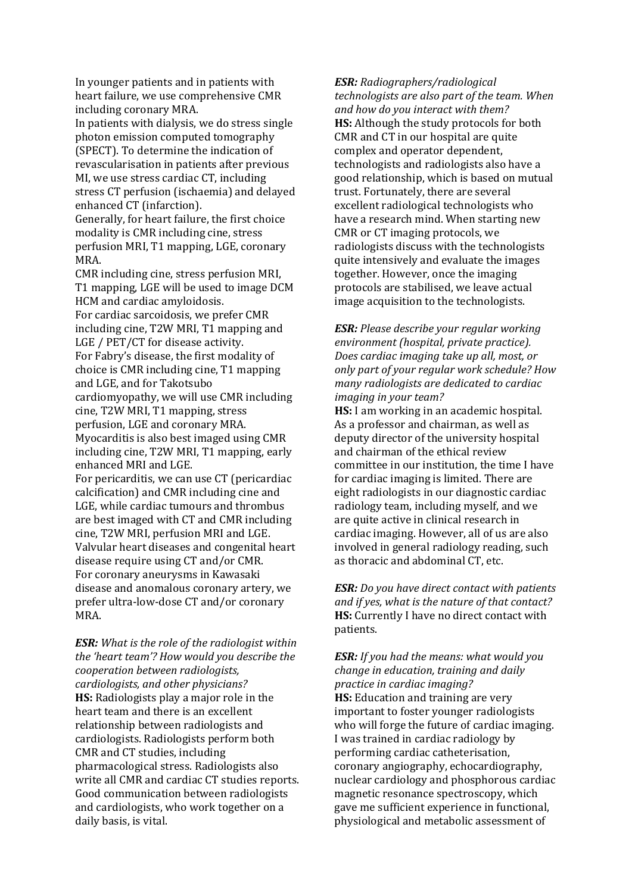In younger patients and in patients with heart failure, we use comprehensive CMR including coronary MRA.
In patients with dialysis, we do stress single photon emission computed tomography (SPECT). To determine the indication of revascularisation in patients after previous MI, we use stress cardiac CT, including stress CT perfusion (ischaemia) and delayed enhanced CT (infarction).
Generally, for heart failure, the first choice modality is CMR including cine, stress perfusion MRI, T1 mapping, LGE, coronary MRA.
CMR including cine, stress perfusion MRI, T1 mapping, LGE will be used to image DCM HCM and cardiac amyloidosis.
For cardiac sarcoidosis, we prefer CMR including cine, T2W MRI, T1 mapping and LGE / PET/CT for disease activity.
For Fabry's disease, the first modality of choice is CMR including cine, T1 mapping and LGE, and for Takotsubo cardiomyopathy, we will use CMR including cine, T2W MRI, T1 mapping, stress perfusion, LGE and coronary MRA.
Myocarditis is also best imaged using CMR including cine, T2W MRI, T1 mapping, early enhanced MRI and LGE.
For pericarditis, we can use CT (pericardiac calcification) and CMR including cine and LGE, while cardiac tumours and thrombus are best imaged with CT and CMR including cine, T2W MRI, perfusion MRI and LGE.
Valvular heart diseases and congenital heart disease require using CT and/or CMR.
For coronary aneurysms in Kawasaki disease and anomalous coronary artery, we prefer ultra-low-dose CT and/or coronary MRA.

***ESR:*** *What is the role of the radiologist within the 'heart team'? How would you describe the cooperation between radiologists, cardiologists, and other physicians?*
**HS:** Radiologists play a major role in the heart team and there is an excellent relationship between radiologists and cardiologists. Radiologists perform both CMR and CT studies, including pharmacological stress. Radiologists also write all CMR and cardiac CT studies reports. Good communication between radiologists and cardiologists, who work together on a daily basis, is vital.

***ESR:*** *Radiographers/radiological technologists are also part of the team. When and how do you interact with them?*
**HS:** Although the study protocols for both CMR and CT in our hospital are quite complex and operator dependent, technologists and radiologists also have a good relationship, which is based on mutual trust. Fortunately, there are several excellent radiological technologists who have a research mind. When starting new CMR or CT imaging protocols, we radiologists discuss with the technologists quite intensively and evaluate the images together. However, once the imaging protocols are stabilised, we leave actual image acquisition to the technologists.

***ESR:*** *Please describe your regular working environment (hospital, private practice). Does cardiac imaging take up all, most, or only part of your regular work schedule? How many radiologists are dedicated to cardiac imaging in your team?*
**HS:** I am working in an academic hospital. As a professor and chairman, as well as deputy director of the university hospital and chairman of the ethical review committee in our institution, the time I have for cardiac imaging is limited. There are eight radiologists in our diagnostic cardiac radiology team, including myself, and we are quite active in clinical research in cardiac imaging. However, all of us are also involved in general radiology reading, such as thoracic and abdominal CT, etc.

***ESR:*** *Do you have direct contact with patients and if yes, what is the nature of that contact?*
**HS:** Currently I have no direct contact with patients.

***ESR:*** *If you had the means: what would you change in education, training and daily practice in cardiac imaging?*
**HS:** Education and training are very important to foster younger radiologists who will forge the future of cardiac imaging. I was trained in cardiac radiology by performing cardiac catheterisation, coronary angiography, echocardiography, nuclear cardiology and phosphorous cardiac magnetic resonance spectroscopy, which gave me sufficient experience in functional, physiological and metabolic assessment of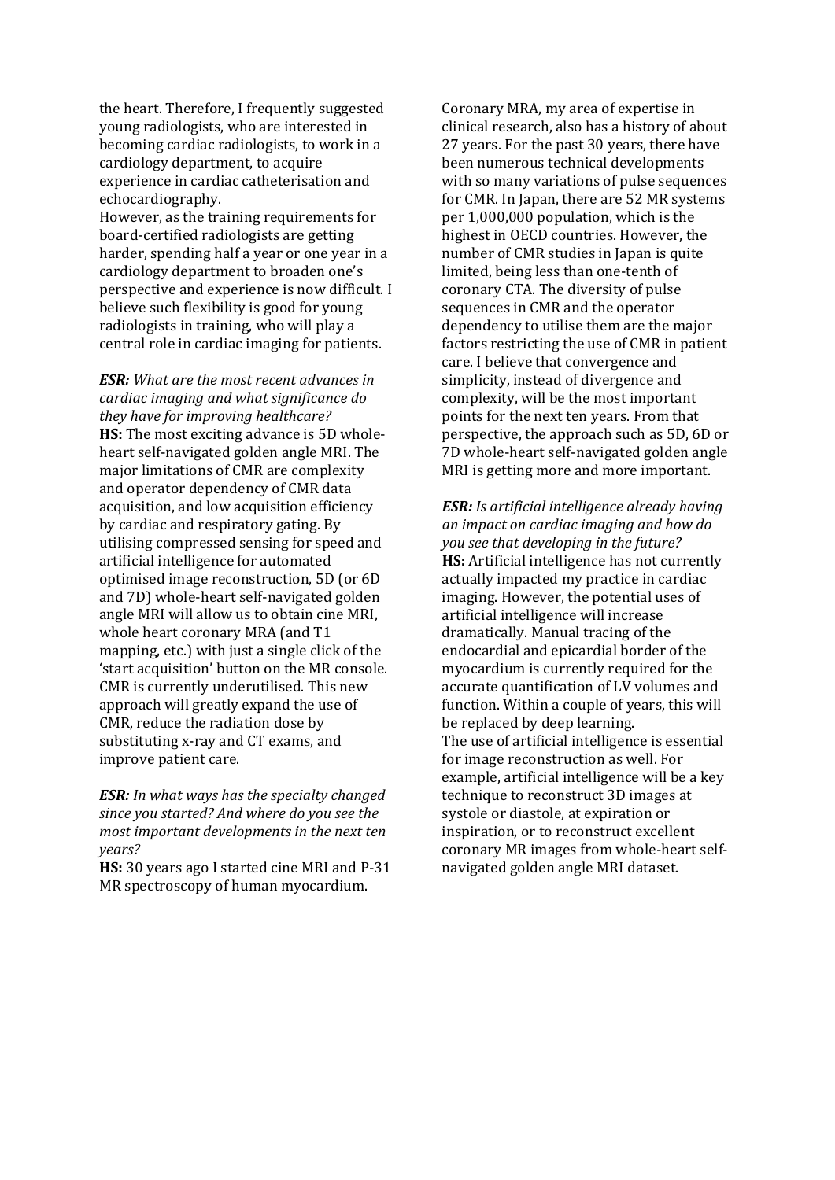the heart. Therefore, I frequently suggested young radiologists, who are interested in becoming cardiac radiologists, to work in a cardiology department, to acquire experience in cardiac catheterisation and echocardiography.

However, as the training requirements for board-certified radiologists are getting harder, spending half a year or one year in a cardiology department to broaden one's perspective and experience is now difficult. I believe such flexibility is good for young radiologists in training, who will play a central role in cardiac imaging for patients.

***ESR:*** *What are the most recent advances in cardiac imaging and what significance do they have for improving healthcare?*

**HS:** The most exciting advance is 5D whole-heart self-navigated golden angle MRI. The major limitations of CMR are complexity and operator dependency of CMR data acquisition, and low acquisition efficiency by cardiac and respiratory gating. By utilising compressed sensing for speed and artificial intelligence for automated optimised image reconstruction, 5D (or 6D and 7D) whole-heart self-navigated golden angle MRI will allow us to obtain cine MRI, whole heart coronary MRA (and T1 mapping, etc.) with just a single click of the 'start acquisition' button on the MR console. CMR is currently underutilised. This new approach will greatly expand the use of CMR, reduce the radiation dose by substituting x-ray and CT exams, and improve patient care.

***ESR:*** *In what ways has the specialty changed since you started? And where do you see the most important developments in the next ten years?*

**HS:** 30 years ago I started cine MRI and P-31 MR spectroscopy of human myocardium. Coronary MRA, my area of expertise in clinical research, also has a history of about 27 years. For the past 30 years, there have been numerous technical developments with so many variations of pulse sequences for CMR. In Japan, there are 52 MR systems per 1,000,000 population, which is the highest in OECD countries. However, the number of CMR studies in Japan is quite limited, being less than one-tenth of coronary CTA. The diversity of pulse sequences in CMR and the operator dependency to utilise them are the major factors restricting the use of CMR in patient care. I believe that convergence and simplicity, instead of divergence and complexity, will be the most important points for the next ten years. From that perspective, the approach such as 5D, 6D or 7D whole-heart self-navigated golden angle MRI is getting more and more important.

***ESR:*** *Is artificial intelligence already having an impact on cardiac imaging and how do you see that developing in the future?*

**HS:** Artificial intelligence has not currently actually impacted my practice in cardiac imaging. However, the potential uses of artificial intelligence will increase dramatically. Manual tracing of the endocardial and epicardial border of the myocardium is currently required for the accurate quantification of LV volumes and function. Within a couple of years, this will be replaced by deep learning.

The use of artificial intelligence is essential for image reconstruction as well. For example, artificial intelligence will be a key technique to reconstruct 3D images at systole or diastole, at expiration or inspiration, or to reconstruct excellent coronary MR images from whole-heart self-navigated golden angle MRI dataset.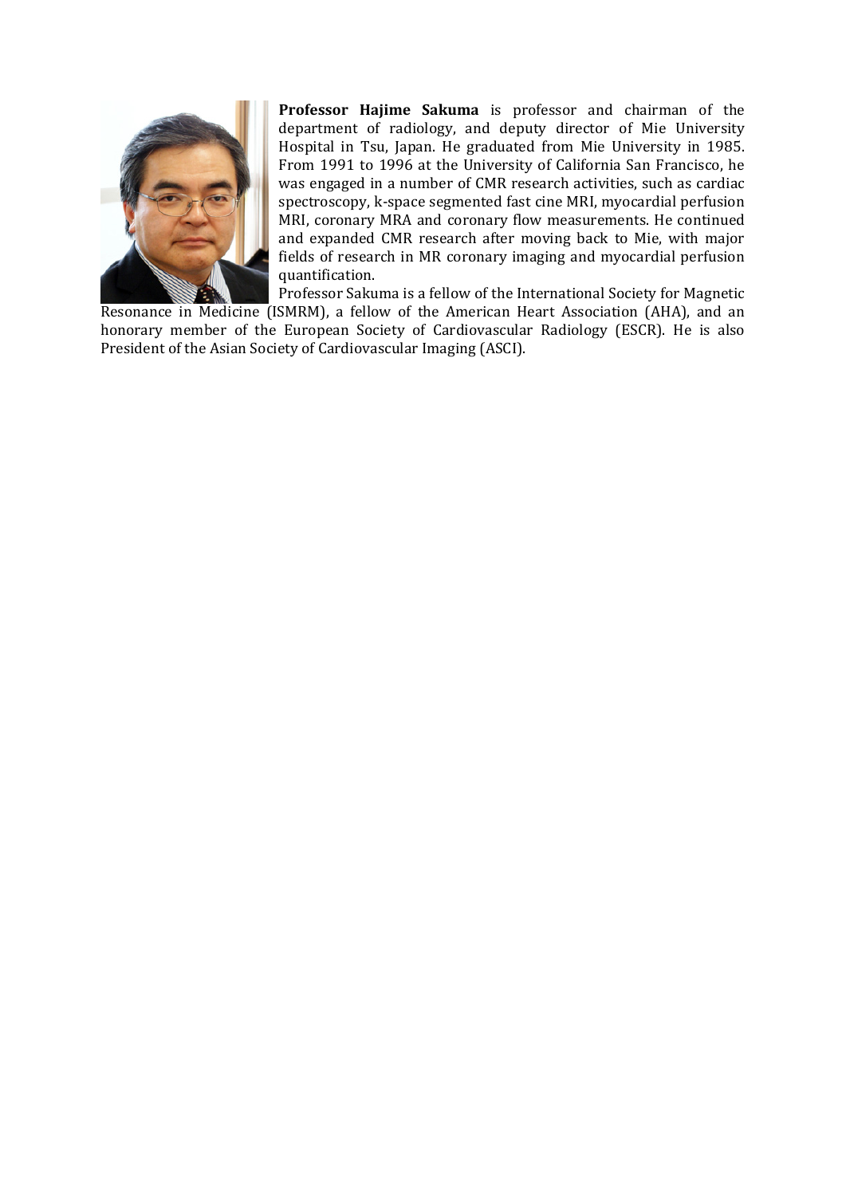**Professor Hajime Sakuma** is professor and chairman of the department of radiology, and deputy director of Mie University Hospital in Tsu, Japan. He graduated from Mie University in 1985. From 1991 to 1996 at the University of California San Francisco, he was engaged in a number of CMR research activities, such as cardiac spectroscopy, k-space segmented fast cine MRI, myocardial perfusion MRI, coronary MRA and coronary flow measurements. He continued and expanded CMR research after moving back to Mie, with major fields of research in MR coronary imaging and myocardial perfusion quantification.

Professor Sakuma is a fellow of the International Society for Magnetic Resonance in Medicine (ISMRM), a fellow of the American Heart Association (AHA), and an honorary member of the European Society of Cardiovascular Radiology (ESCR). He is also President of the Asian Society of Cardiovascular Imaging (ASCI).